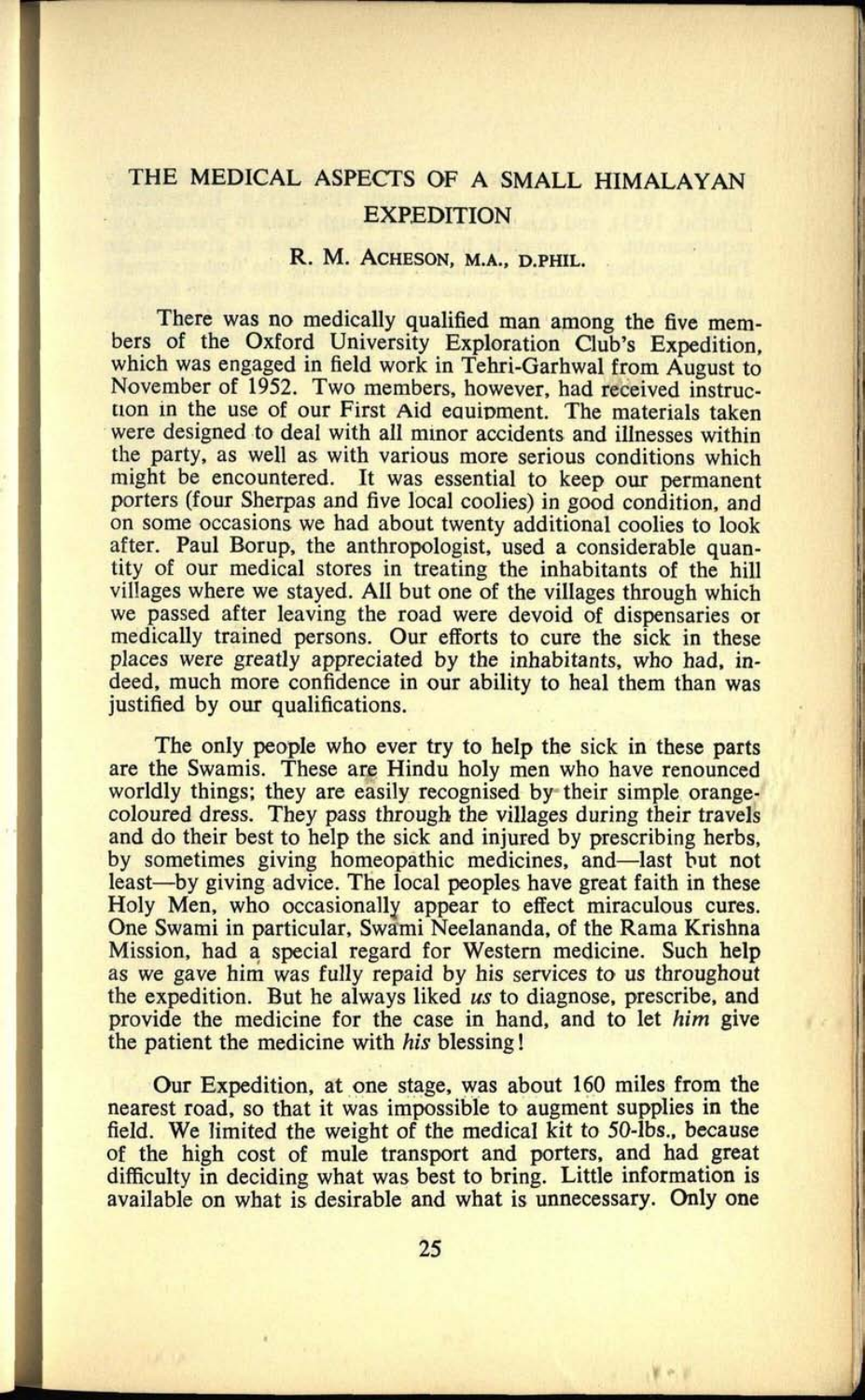# THE MEDICAL ASPECTS OF A SMALL HIMALAYAN EXPEDITION

### R. M. Acheson, M.A., D.Phil.

There was no medically qualified man among the five members of the Oxford University Exploration Club's Expedition, which was engaged in field work in Tehri-Garhwal from August to November of 1952. Two members, however, had received instruction in the use of our First Aid equipment. The materials taken were designed to deal with all minor accidents and illnesses within the party, as well as with various more serious conditions which might be encountered. It was essential to keep our permanent porters (four Sherpas and five local coolies) in good condition, and on some occasions we had about twenty additional coolies to look after. Paul Borup, the anthropologist, used a considerable quantity of our medical stores in treating the inhabitants of the hill villages where we stayed. All but one of the villages through which we passed after leaving the road were devoid of dispensaries or medically trained persons. Our efforts to cure the sick in these places were greatly appreciated by the inhabitants, who had, indeed, much more confidence in our ability to heal them than was justified by our qualifications.

The only people who ever try to help the sick in these parts are the Swamis. These are Hindu holy men who have renounced worldly things; they are easily recognised by their simple orange-coloured dress. They pass through the villages during their travels and do their best to help the sick and injured by prescribing herbs, by sometimes giving homeopathic medicines, and—last but not least—by giving advice. The local peoples have great faith in these Holy Men, who occasionally appear to effect miraculous cures. One Swami in particular, Swami Neelananda, of the Rama Krishna Mission, had a special regard for Western medicine. Such help as we gave him was fully repaid by his services to us throughout the expedition. But he always liked *us* to diagnose, prescribe, and provide the medicine for the case in hand, and to let *him* give the patient the medicine with *his* blessing!

Our Expedition, at one stage, was about 160 miles from the nearest road, so that it was impossible to augment supplies in the field. We limited the weight of the medical kit to 50-lbs., because of the high cost of mule transport and porters, and had great difficulty in deciding what was best to bring. Little information is available on what is desirable and what is unnecessary. Only one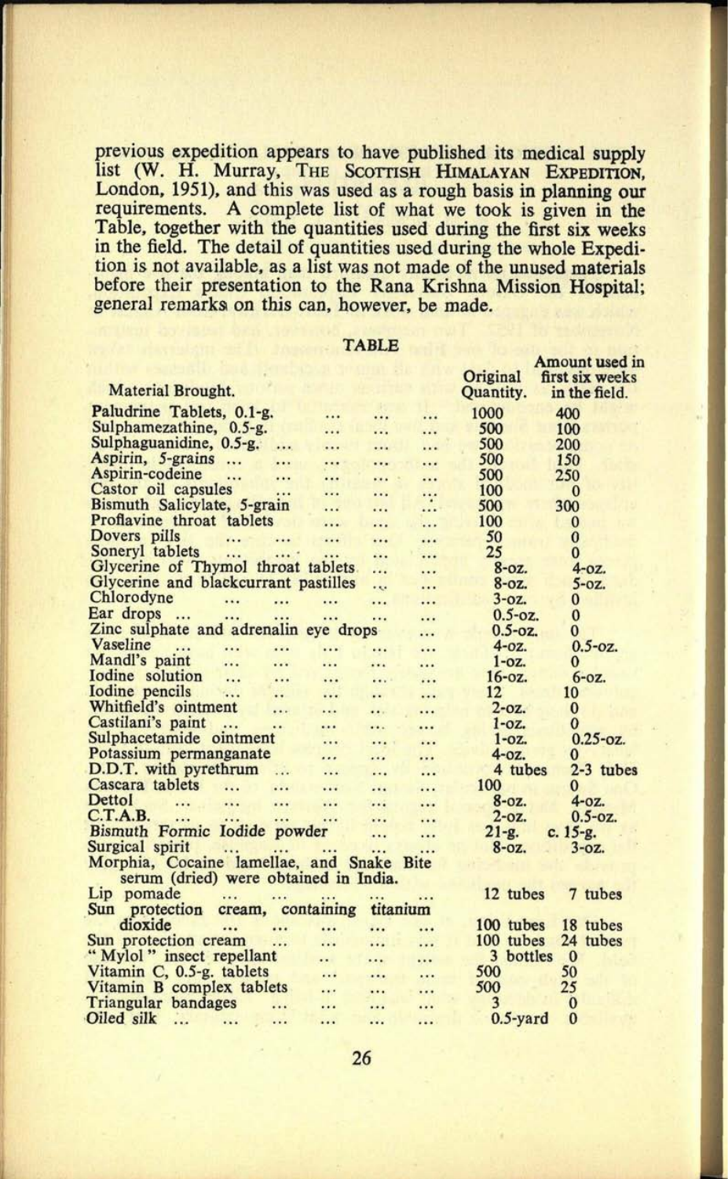previous expedition appears to have published its medical supply list (W. H. Murray, The Scottish Himalayan Expedition, London, 1951), and this was used as a rough basis in planning our requirements. A complete list of what we took is given in the Table, together with the quantities used during the first six weeks in the field. The detail of quantities used during the whole Expedition is not available, as a list was not made of the unused materials before their presentation to the Rana Krishna Mission Hospital; general remarks on this can, however, be made.

**TABLE**

| Material Brought. | Original Quantity. | Amount used in first six weeks in the field. |
|---|---|---|
| Paludrine Tablets, 0.1-g. | 1000 | 400 |
| Sulphamezathine, 0.5-g. | 500 | 100 |
| Sulphaguanidine, 0.5-g. | 500 | 200 |
| Aspirin, 5-grains | 500 | 150 |
| Aspirin-codeine | 500 | 250 |
| Castor oil capsules | 100 | 0 |
| Bismuth Salicylate, 5-grain | 500 | 300 |
| Proflavine throat tablets | 100 | 0 |
| Dovers pills | 50 | 0 |
| Soneryl tablets | 25 | 0 |
| Glycerine of Thymol throat tablets | 8-oz. | 4-oz. |
| Glycerine and blackcurrant pastilles | 8-oz. | 5-oz. |
| Chlorodyne | 3-oz. | 0 |
| Ear drops | 0.5-oz. | 0 |
| Zinc sulphate and adrenalin eye drops | 0.5-oz. | 0 |
| Vaseline | 4-oz. | 0.5-oz. |
| Mandl's paint | 1-oz. | 0 |
| Iodine solution | 16-oz. | 6-oz. |
| Iodine pencils | 12 | 10 |
| Whitfield's ointment | 2-oz. | 0 |
| Castilani's paint | 1-oz. | 0 |
| Sulphacetamide ointment | 1-oz. | 0.25-oz. |
| Potassium permanganate | 4-oz. | 0 |
| D.D.T. with pyrethrum | 4 tubes | 2-3 tubes |
| Cascara tablets | 100 | 0 |
| Dettol | 8-oz. | 4-oz. |
| C.T.A.B. | 2-oz. | 0.5-oz. |
| Bismuth Formic Iodide powder | 21-g. | c. 15-g. |
| Surgical spirit | 8-oz. | 3-oz. |
| Morphia, Cocaine lamellae, and Snake Bite serum (dried) were obtained in India. | | |
| Lip pomade | 12 tubes | 7 tubes |
| Sun protection cream, containing titanium dioxide | 100 tubes | 18 tubes |
| Sun protection cream | 100 tubes | 24 tubes |
| "Mylol" insect repellant | 3 bottles | 0 |
| Vitamin C, 0.5-g. tablets | 500 | 50 |
| Vitamin B complex tablets | 500 | 25 |
| Triangular bandages | 3 | 0 |
| Oiled silk | 0.5-yard | 0 |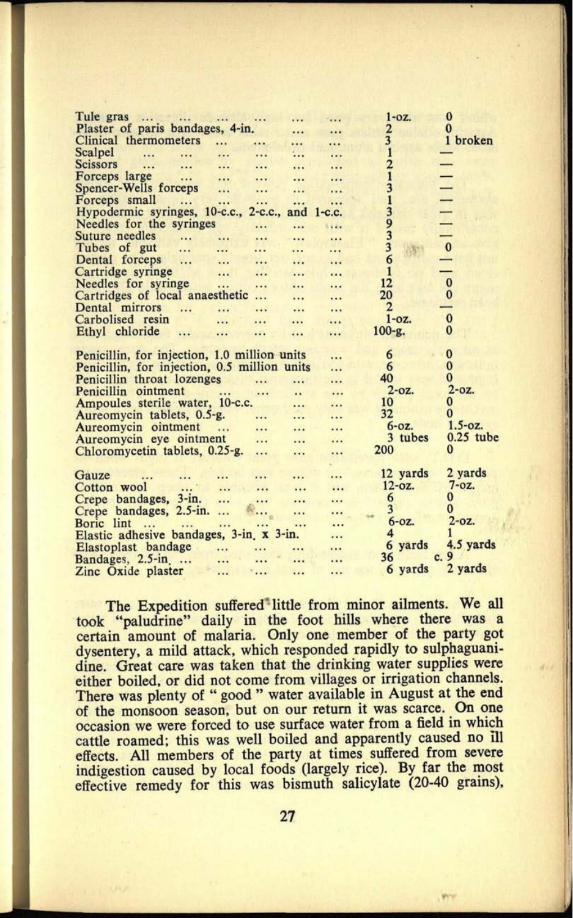| | | |
|---|---|---|
| Tule gras | 1-oz. | 0 |
| Plaster of paris bandages, 4-in. | 2 | 0 |
| Clinical thermometers | 3 | 1 broken |
| Scalpel | 1 | — |
| Scissors | 2 | — |
| Forceps large | 1 | — |
| Spencer-Wells forceps | 3 | — |
| Forceps small | 1 | — |
| Hypodermic syringes, 10-c.c., 2-c.c., and 1-c.c. | 3 | — |
| Needles for the syringes | 9 | — |
| Suture needles | 3 | — |
| Tubes of gut | 3 | 0 |
| Dental forceps | 6 | — |
| Cartridge syringe | 1 | — |
| Needles for syringe | 12 | 0 |
| Cartridges of local anaesthetic | 20 | 0 |
| Dental mirrors | 2 | — |
| Carbolised resin | 1-oz. | 0 |
| Ethyl chloride | 100-g. | 0 |
| | | |
| Penicillin, for injection, 1.0 million units | 6 | 0 |
| Penicillin, for injection, 0.5 million units | 6 | 0 |
| Penicillin throat lozenges | 40 | 0 |
| Penicillin ointment | 2-oz. | 2-oz. |
| Ampoules sterile water, 10-c.c. | 10 | 0 |
| Aureomycin tablets, 0.5-g. | 32 | 0 |
| Aureomycin ointment | 6-oz. | 1.5-oz. |
| Aureomycin eye ointment | 3 tubes | 0.25 tube |
| Chloromycetin tablets, 0.25-g. | 200 | 0 |
| | | |
| Gauze | 12 yards | 2 yards |
| Cotton wool | 12-oz. | 7-oz. |
| Crepe bandages, 3-in. | 6 | 0 |
| Crepe bandages, 2.5-in. | 3 | 0 |
| Boric lint | 6-oz. | 2-oz. |
| Elastic adhesive bandages, 3-in. x 3-in. | 4 | 1 |
| Elastoplast bandage | 6 yards | 4.5 yards |
| Bandages, 2.5-in. | 36 | c. 9 |
| Zinc Oxide plaster | 6 yards | 2 yards |

The Expedition suffered little from minor ailments. We all took "paludrine" daily in the foot hills where there was a certain amount of malaria. Only one member of the party got dysentery, a mild attack, which responded rapidly to sulphaguanidine. Great care was taken that the drinking water supplies were either boiled, or did not come from villages or irrigation channels. There was plenty of " good " water available in August at the end of the monsoon season, but on our return it was scarce. On one occasion we were forced to use surface water from a field in which cattle roamed; this was well boiled and apparently caused no ill effects. All members of the party at times suffered from severe indigestion caused by local foods (largely rice). By far the most effective remedy for this was bismuth salicylate (20-40 grains),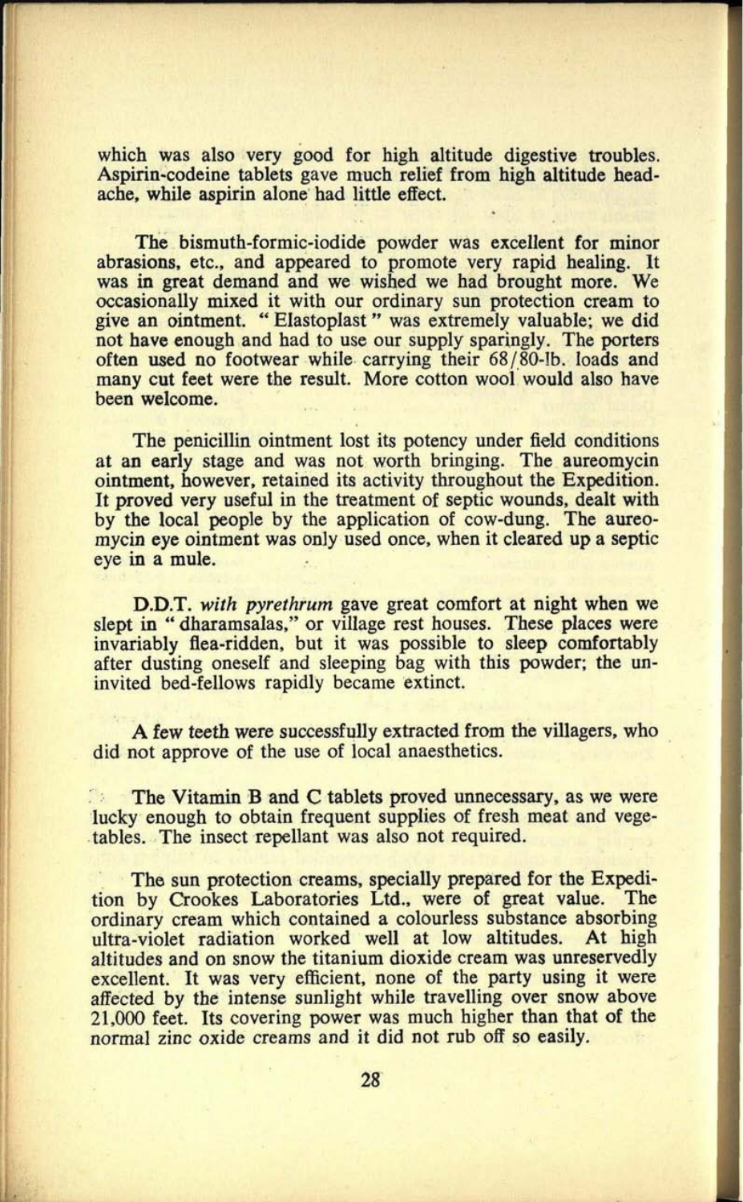which was also very good for high altitude digestive troubles. Aspirin-codeine tablets gave much relief from high altitude headache, while aspirin alone had little effect.

The bismuth-formic-iodide powder was excellent for minor abrasions, etc., and appeared to promote very rapid healing. It was in great demand and we wished we had brought more. We occasionally mixed it with our ordinary sun protection cream to give an ointment. "Elastoplast" was extremely valuable; we did not have enough and had to use our supply sparingly. The porters often used no footwear while carrying their 68/80-lb. loads and many cut feet were the result. More cotton wool would also have been welcome.

The penicillin ointment lost its potency under field conditions at an early stage and was not worth bringing. The aureomycin ointment, however, retained its activity throughout the Expedition. It proved very useful in the treatment of septic wounds, dealt with by the local people by the application of cow-dung. The aureomycin eye ointment was only used once, when it cleared up a septic eye in a mule.

D.D.T. *with pyrethrum* gave great comfort at night when we slept in "dharamsalas," or village rest houses. These places were invariably flea-ridden, but it was possible to sleep comfortably after dusting oneself and sleeping bag with this powder; the uninvited bed-fellows rapidly became extinct.

A few teeth were successfully extracted from the villagers, who did not approve of the use of local anaesthetics.

The Vitamin B and C tablets proved unnecessary, as we were lucky enough to obtain frequent supplies of fresh meat and vegetables. The insect repellant was also not required.

The sun protection creams, specially prepared for the Expedition by Crookes Laboratories Ltd., were of great value. The ordinary cream which contained a colourless substance absorbing ultra-violet radiation worked well at low altitudes. At high altitudes and on snow the titanium dioxide cream was unreservedly excellent. It was very efficient, none of the party using it were affected by the intense sunlight while travelling over snow above 21,000 feet. Its covering power was much higher than that of the normal zinc oxide creams and it did not rub off so easily.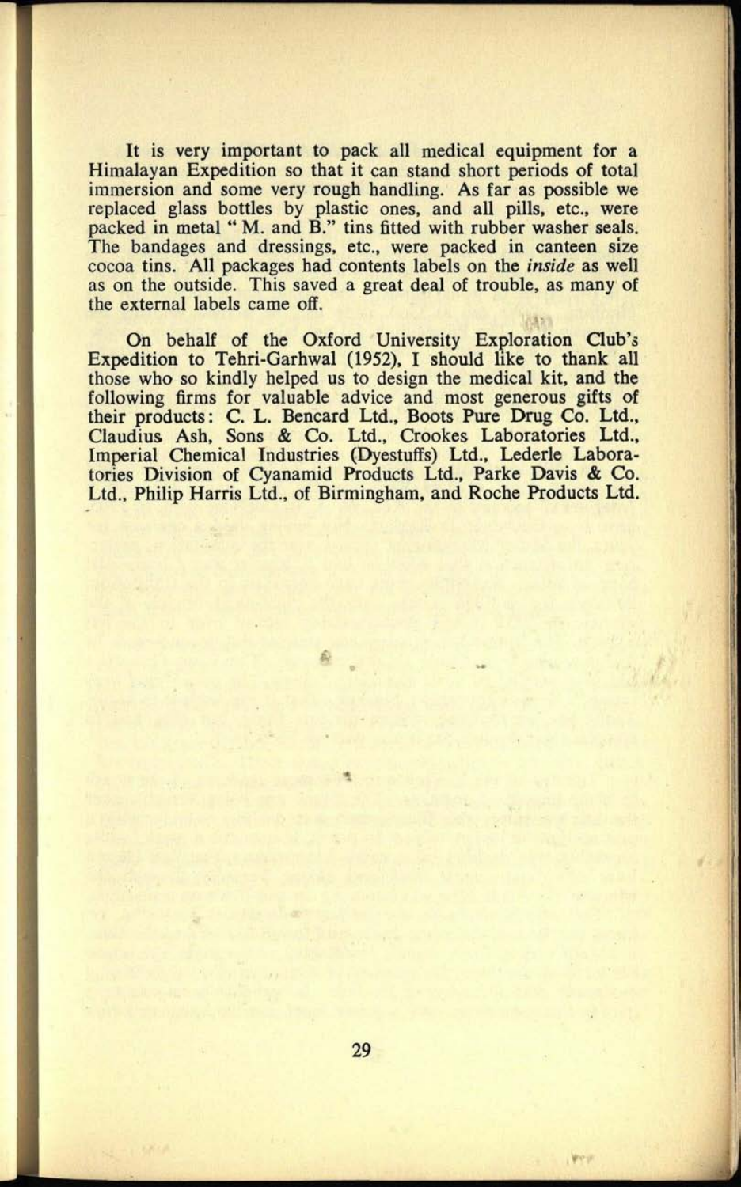It is very important to pack all medical equipment for a Himalayan Expedition so that it can stand short periods of total immersion and some very rough handling. As far as possible we replaced glass bottles by plastic ones, and all pills, etc., were packed in metal " M. and B." tins fitted with rubber washer seals. The bandages and dressings, etc., were packed in canteen size cocoa tins. All packages had contents labels on the *inside* as well as on the outside. This saved a great deal of trouble, as many of the external labels came off.

On behalf of the Oxford University Exploration Club's Expedition to Tehri-Garhwal (1952), I should like to thank all those who so kindly helped us to design the medical kit, and the following firms for valuable advice and most generous gifts of their products: C. L. Bencard Ltd., Boots Pure Drug Co. Ltd., Claudius Ash, Sons & Co. Ltd., Crookes Laboratories Ltd., Imperial Chemical Industries (Dyestuffs) Ltd., Lederle Laboratories Division of Cyanamid Products Ltd., Parke Davis & Co. Ltd., Philip Harris Ltd., of Birmingham, and Roche Products Ltd.